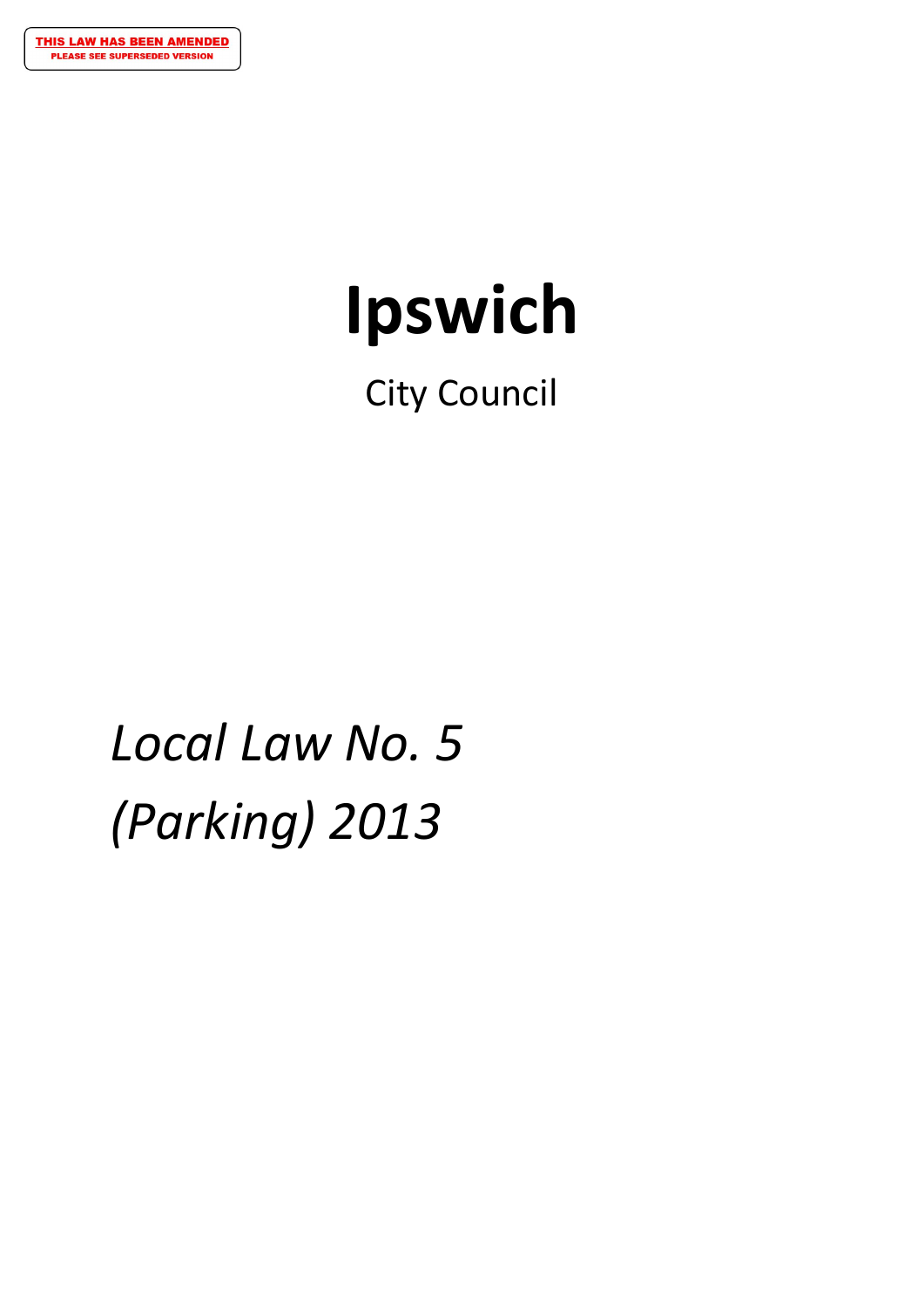**THIS LAW HAS BEEN AMENDED**
**PLEASE SEE SUPERSEDED VERSION**

# Ipswich

City Council

# *Local Law No. 5 (Parking) 2013*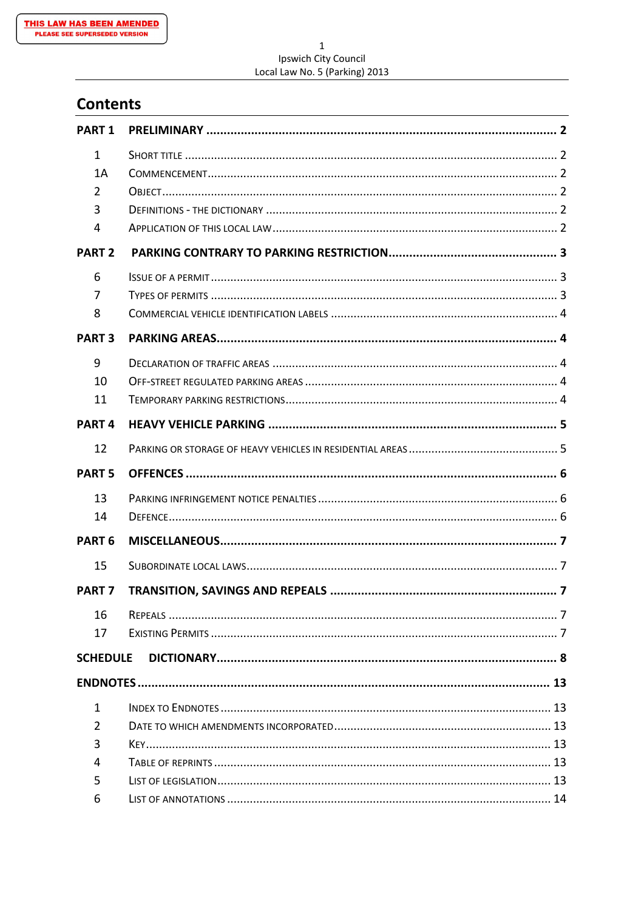THIS LAW HAS BEEN AMENDED
PLEASE SEE SUPERSEDED VERSION

## Contents

| | | |
|---|---|---|
| **PART 1** | **PRELIMINARY** | **2** |
| 1 | SHORT TITLE | 2 |
| 1A | COMMENCEMENT | 2 |
| 2 | OBJECT | 2 |
| 3 | DEFINITIONS - THE DICTIONARY | 2 |
| 4 | APPLICATION OF THIS LOCAL LAW | 2 |
| **PART 2** | **PARKING CONTRARY TO PARKING RESTRICTION** | **3** |
| 6 | ISSUE OF A PERMIT | 3 |
| 7 | TYPES OF PERMITS | 3 |
| 8 | COMMERCIAL VEHICLE IDENTIFICATION LABELS | 4 |
| **PART 3** | **PARKING AREAS** | **4** |
| 9 | DECLARATION OF TRAFFIC AREAS | 4 |
| 10 | OFF-STREET REGULATED PARKING AREAS | 4 |
| 11 | TEMPORARY PARKING RESTRICTIONS | 4 |
| **PART 4** | **HEAVY VEHICLE PARKING** | **5** |
| 12 | PARKING OR STORAGE OF HEAVY VEHICLES IN RESIDENTIAL AREAS | 5 |
| **PART 5** | **OFFENCES** | **6** |
| 13 | PARKING INFRINGEMENT NOTICE PENALTIES | 6 |
| 14 | DEFENCE | 6 |
| **PART 6** | **MISCELLANEOUS** | **7** |
| 15 | SUBORDINATE LOCAL LAWS | 7 |
| **PART 7** | **TRANSITION, SAVINGS AND REPEALS** | **7** |
| 16 | REPEALS | 7 |
| 17 | EXISTING PERMITS | 7 |
| **SCHEDULE** | **DICTIONARY** | **8** |
| **ENDNOTES** | | **13** |
| 1 | INDEX TO ENDNOTES | 13 |
| 2 | DATE TO WHICH AMENDMENTS INCORPORATED | 13 |
| 3 | KEY | 13 |
| 4 | TABLE OF REPRINTS | 13 |
| 5 | LIST OF LEGISLATION | 13 |
| 6 | LIST OF ANNOTATIONS | 14 |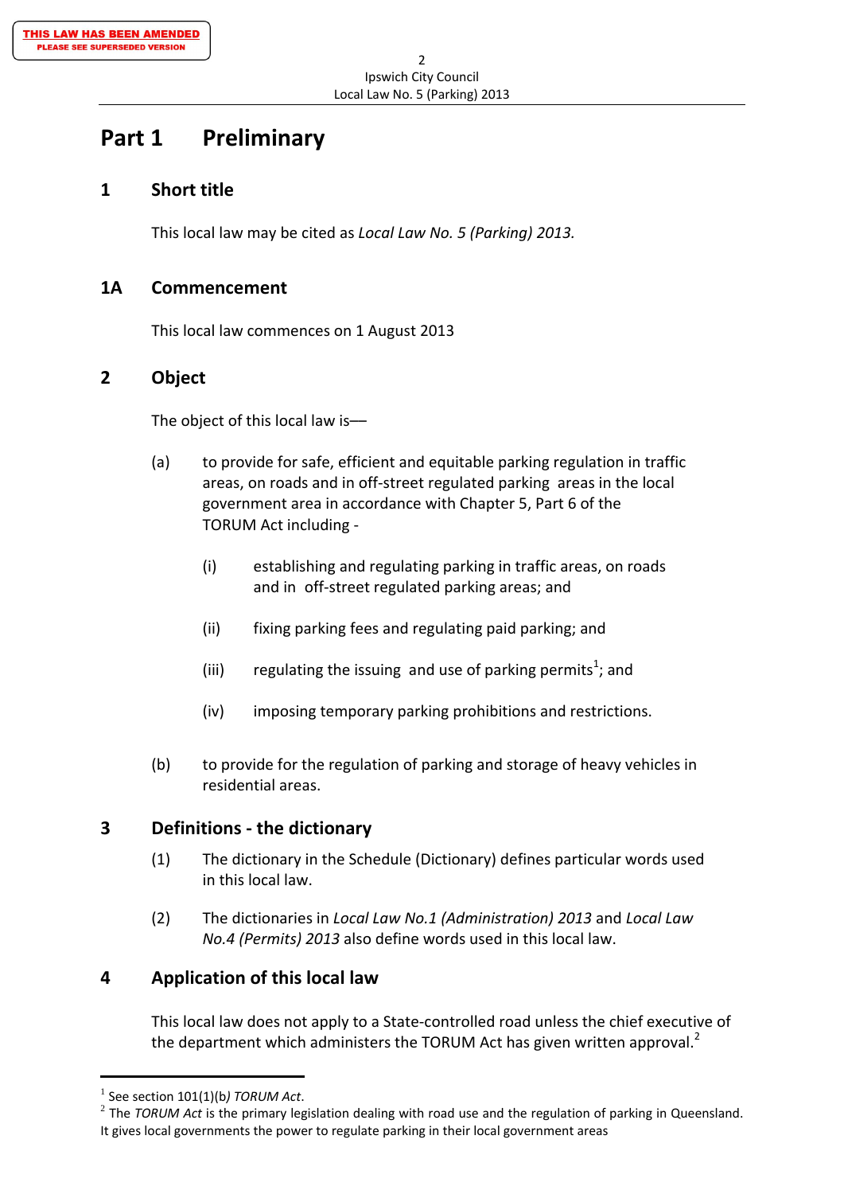THIS LAW HAS BEEN AMENDED
PLEASE SEE SUPERSEDED VERSION

# Part 1 Preliminary

## 1 Short title

This local law may be cited as *Local Law No. 5 (Parking) 2013.*

## 1A Commencement

This local law commences on 1 August 2013

## 2 Object

The object of this local law is—

(a) to provide for safe, efficient and equitable parking regulation in traffic areas, on roads and in off-street regulated parking areas in the local government area in accordance with Chapter 5, Part 6 of the TORUM Act including -

  (i) establishing and regulating parking in traffic areas, on roads and in off-street regulated parking areas; and

  (ii) fixing parking fees and regulating paid parking; and

  (iii) regulating the issuing and use of parking permits[1]; and

  (iv) imposing temporary parking prohibitions and restrictions.

(b) to provide for the regulation of parking and storage of heavy vehicles in residential areas.

## 3 Definitions - the dictionary

(1) The dictionary in the Schedule (Dictionary) defines particular words used in this local law.

(2) The dictionaries in *Local Law No.1 (Administration) 2013* and *Local Law No.4 (Permits) 2013* also define words used in this local law.

## 4 Application of this local law

This local law does not apply to a State-controlled road unless the chief executive of the department which administers the TORUM Act has given written approval.[2]

---

[1] See section 101(1)(b*) TORUM Act*.

[2] The *TORUM Act* is the primary legislation dealing with road use and the regulation of parking in Queensland. It gives local governments the power to regulate parking in their local government areas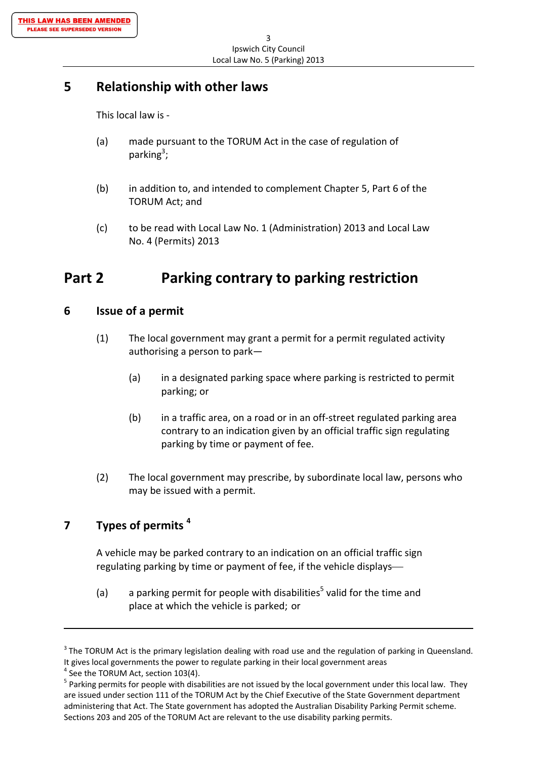## 5 Relationship with other laws

This local law is -

(a) made pursuant to the TORUM Act in the case of regulation of parking[3];

(b) in addition to, and intended to complement Chapter 5, Part 6 of the TORUM Act; and

(c) to be read with Local Law No. 1 (Administration) 2013 and Local Law No. 4 (Permits) 2013

# Part 2 Parking contrary to parking restriction

## 6 Issue of a permit

(1) The local government may grant a permit for a permit regulated activity authorising a person to park—

(a) in a designated parking space where parking is restricted to permit parking; or

(b) in a traffic area, on a road or in an off-street regulated parking area contrary to an indication given by an official traffic sign regulating parking by time or payment of fee.

(2) The local government may prescribe, by subordinate local law, persons who may be issued with a permit.

## 7 Types of permits [4]

A vehicle may be parked contrary to an indication on an official traffic sign regulating parking by time or payment of fee, if the vehicle displays—

(a) a parking permit for people with disabilities[5] valid for the time and place at which the vehicle is parked; or

---

[3] The TORUM Act is the primary legislation dealing with road use and the regulation of parking in Queensland. It gives local governments the power to regulate parking in their local government areas

[4] See the TORUM Act, section 103(4).

[5] Parking permits for people with disabilities are not issued by the local government under this local law. They are issued under section 111 of the TORUM Act by the Chief Executive of the State Government department administering that Act. The State government has adopted the Australian Disability Parking Permit scheme. Sections 203 and 205 of the TORUM Act are relevant to the use disability parking permits.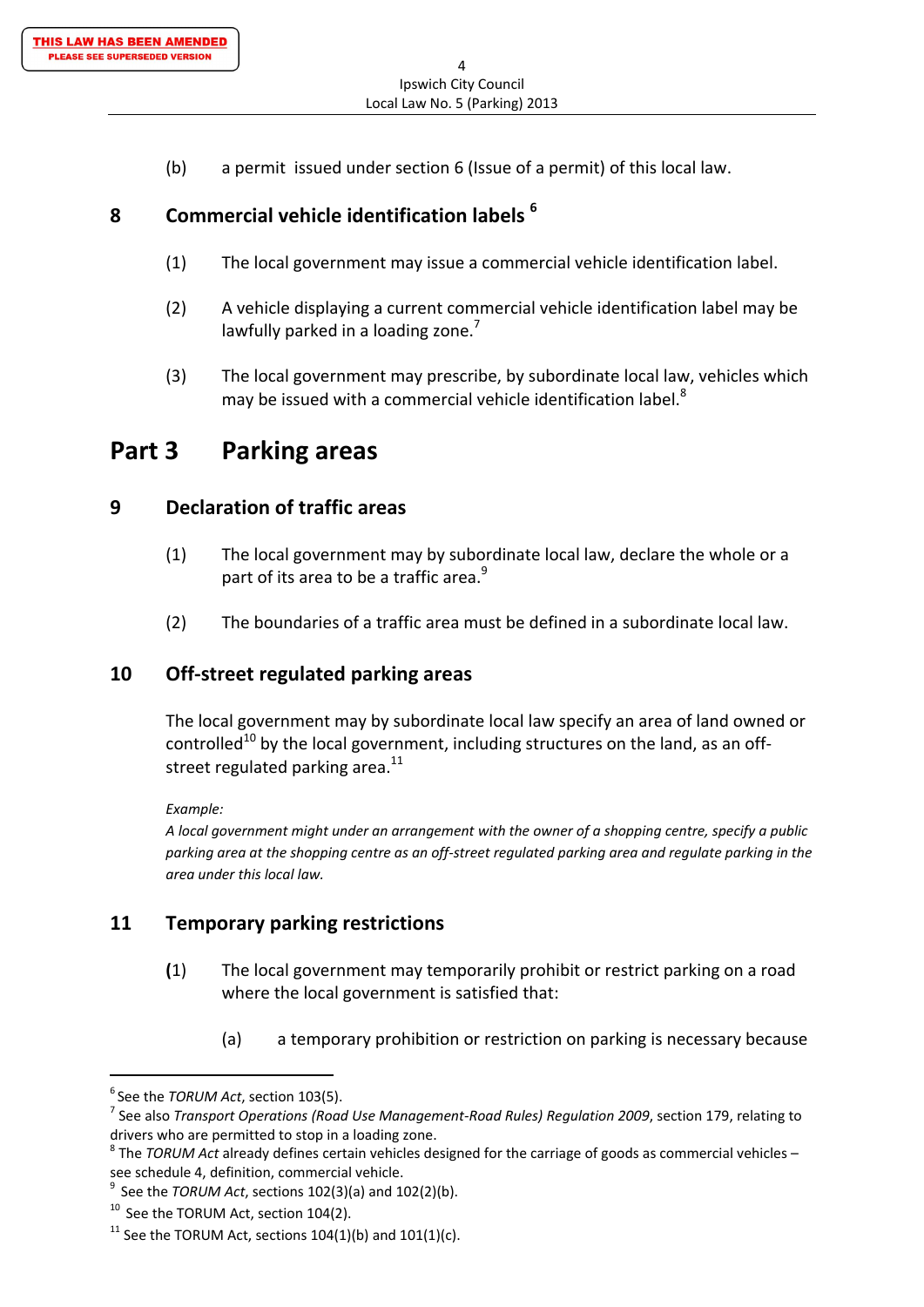(b) a permit issued under section 6 (Issue of a permit) of this local law.

### 8 Commercial vehicle identification labels [6]

(1) The local government may issue a commercial vehicle identification label.

(2) A vehicle displaying a current commercial vehicle identification label may be lawfully parked in a loading zone.[7]

(3) The local government may prescribe, by subordinate local law, vehicles which may be issued with a commercial vehicle identification label.[8]

## Part 3 Parking areas

### 9 Declaration of traffic areas

(1) The local government may by subordinate local law, declare the whole or a part of its area to be a traffic area.[9]

(2) The boundaries of a traffic area must be defined in a subordinate local law.

### 10 Off-street regulated parking areas

The local government may by subordinate local law specify an area of land owned or controlled[10] by the local government, including structures on the land, as an off-street regulated parking area.[11]

*Example:*
*A local government might under an arrangement with the owner of a shopping centre, specify a public parking area at the shopping centre as an off-street regulated parking area and regulate parking in the area under this local law.*

### 11 Temporary parking restrictions

**(**1) The local government may temporarily prohibit or restrict parking on a road where the local government is satisfied that:

(a) a temporary prohibition or restriction on parking is necessary because

---

[6] See the *TORUM Act*, section 103(5).
[7] See also *Transport Operations (Road Use Management-Road Rules) Regulation 2009*, section 179, relating to drivers who are permitted to stop in a loading zone.
[8] The *TORUM Act* already defines certain vehicles designed for the carriage of goods as commercial vehicles – see schedule 4, definition, commercial vehicle.
[9] See the *TORUM Act*, sections 102(3)(a) and 102(2)(b).
[10] See the TORUM Act, section 104(2).
[11] See the TORUM Act, sections 104(1)(b) and 101(1)(c).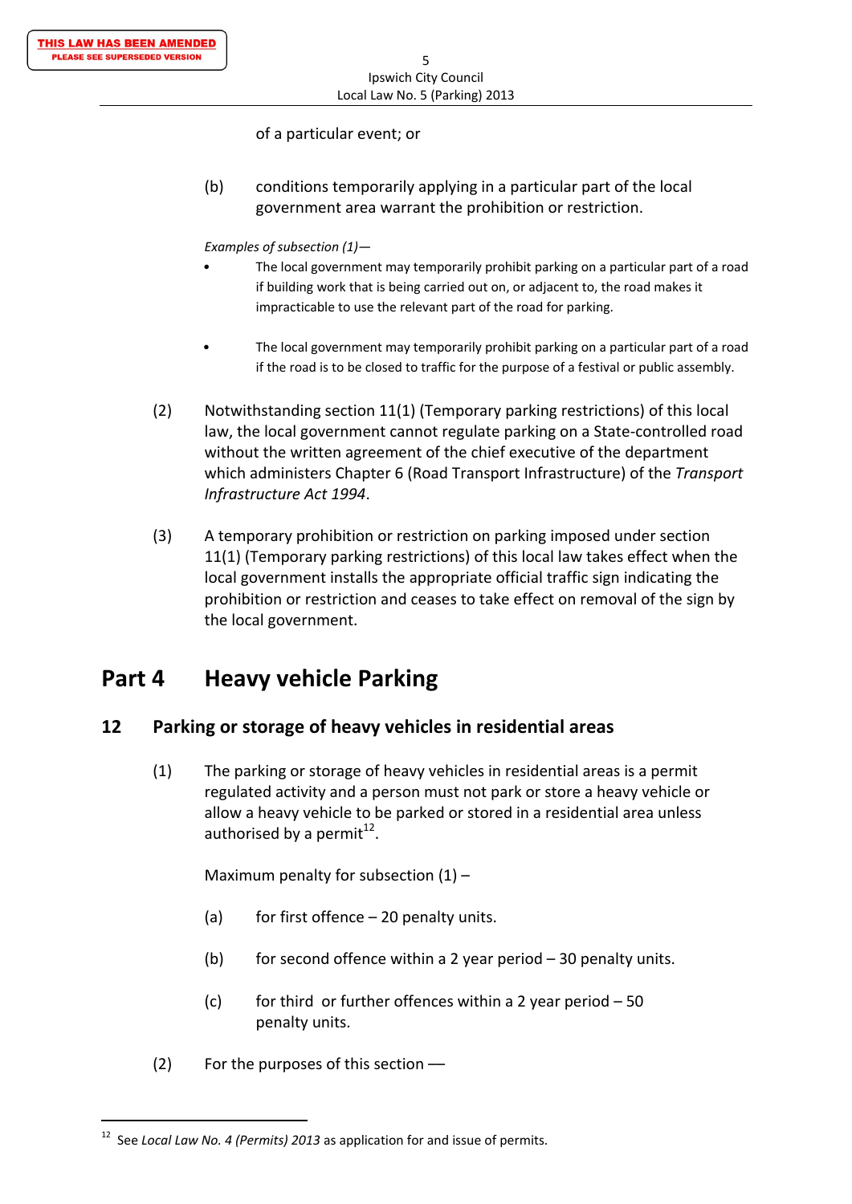of a particular event; or

(b) conditions temporarily applying in a particular part of the local government area warrant the prohibition or restriction.

*Examples of subsection (1)—*

- The local government may temporarily prohibit parking on a particular part of a road if building work that is being carried out on, or adjacent to, the road makes it impracticable to use the relevant part of the road for parking.
- The local government may temporarily prohibit parking on a particular part of a road if the road is to be closed to traffic for the purpose of a festival or public assembly.

(2) Notwithstanding section 11(1) (Temporary parking restrictions) of this local law, the local government cannot regulate parking on a State-controlled road without the written agreement of the chief executive of the department which administers Chapter 6 (Road Transport Infrastructure) of the *Transport Infrastructure Act 1994*.

(3) A temporary prohibition or restriction on parking imposed under section 11(1) (Temporary parking restrictions) of this local law takes effect when the local government installs the appropriate official traffic sign indicating the prohibition or restriction and ceases to take effect on removal of the sign by the local government.

# Part 4 Heavy vehicle Parking

## 12 Parking or storage of heavy vehicles in residential areas

(1) The parking or storage of heavy vehicles in residential areas is a permit regulated activity and a person must not park or store a heavy vehicle or allow a heavy vehicle to be parked or stored in a residential area unless authorised by a permit[12].

Maximum penalty for subsection (1) –

(a) for first offence – 20 penalty units.

(b) for second offence within a 2 year period – 30 penalty units.

(c) for third or further offences within a 2 year period – 50 penalty units.

(2) For the purposes of this section —

---

[12] See *Local Law No. 4 (Permits) 2013* as application for and issue of permits.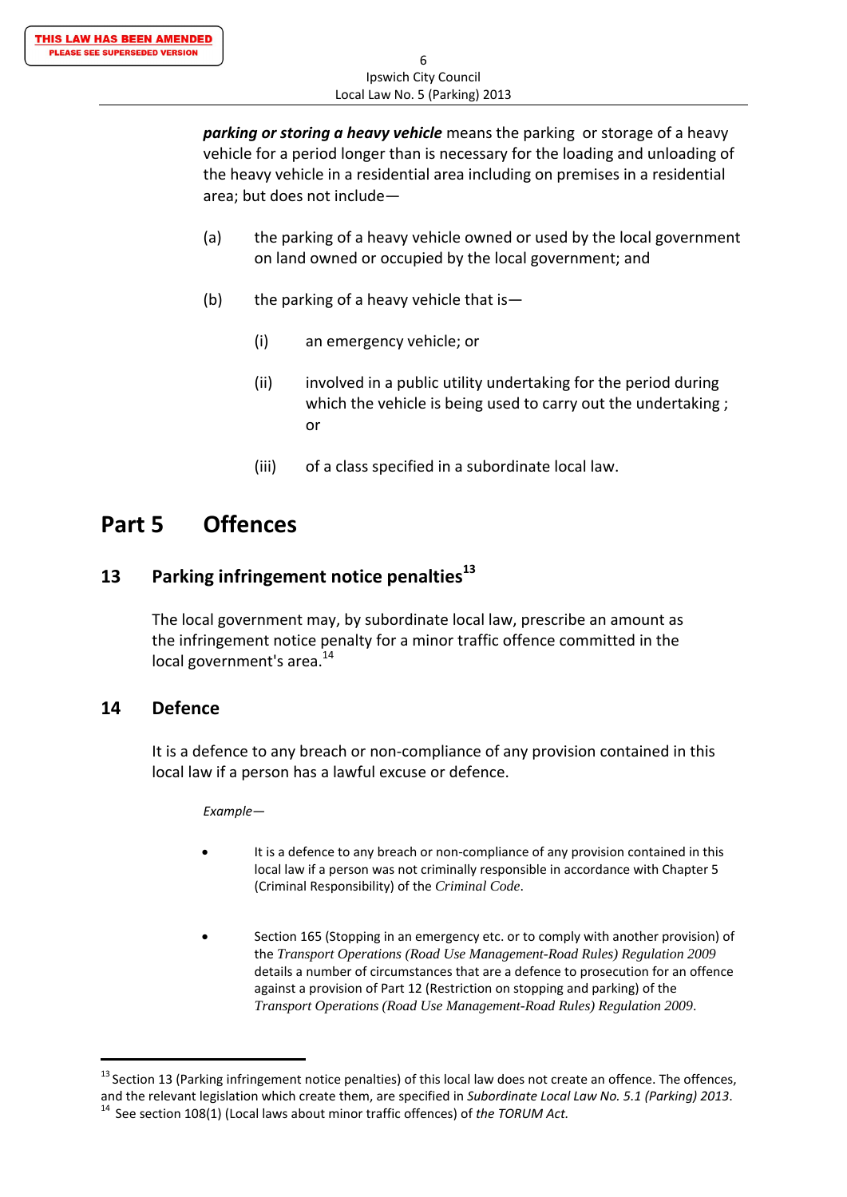***parking or storing a heavy vehicle*** means the parking or storage of a heavy vehicle for a period longer than is necessary for the loading and unloading of the heavy vehicle in a residential area including on premises in a residential area; but does not include—

(a) the parking of a heavy vehicle owned or used by the local government on land owned or occupied by the local government; and

(b) the parking of a heavy vehicle that is—

(i) an emergency vehicle; or

(ii) involved in a public utility undertaking for the period during which the vehicle is being used to carry out the undertaking ; or

(iii) of a class specified in a subordinate local law.

# Part 5 Offences

## 13 Parking infringement notice penalties[13]

The local government may, by subordinate local law, prescribe an amount as the infringement notice penalty for a minor traffic offence committed in the local government's area.[14]

## 14 Defence

It is a defence to any breach or non-compliance of any provision contained in this local law if a person has a lawful excuse or defence.

*Example—*

- It is a defence to any breach or non-compliance of any provision contained in this local law if a person was not criminally responsible in accordance with Chapter 5 (Criminal Responsibility) of the *Criminal Code*.

- Section 165 (Stopping in an emergency etc. or to comply with another provision) of the *Transport Operations (Road Use Management-Road Rules) Regulation 2009* details a number of circumstances that are a defence to prosecution for an offence against a provision of Part 12 (Restriction on stopping and parking) of the *Transport Operations (Road Use Management-Road Rules) Regulation 2009*.

---

[13] Section 13 (Parking infringement notice penalties) of this local law does not create an offence. The offences, and the relevant legislation which create them, are specified in *Subordinate Local Law No. 5.1 (Parking) 2013*.

[14] See section 108(1) (Local laws about minor traffic offences) of *the TORUM Act.*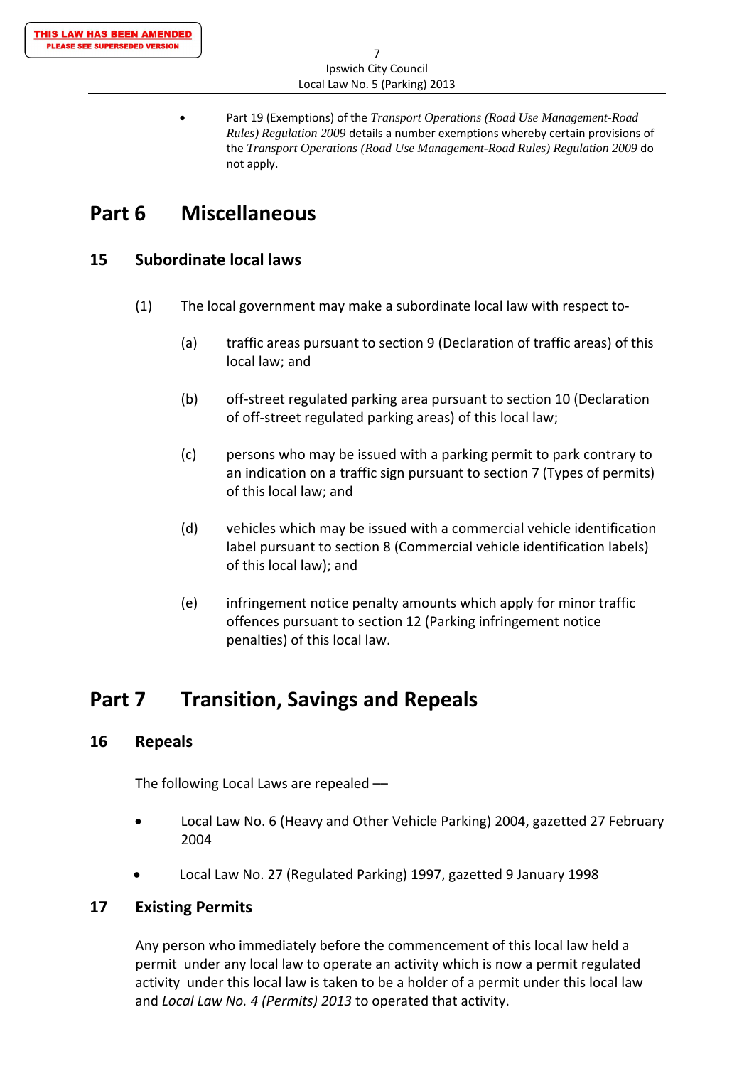- Part 19 (Exemptions) of the *Transport Operations (Road Use Management-Road Rules) Regulation 2009* details a number exemptions whereby certain provisions of the *Transport Operations (Road Use Management-Road Rules) Regulation 2009* do not apply.

# Part 6 Miscellaneous

## 15 Subordinate local laws

(1) The local government may make a subordinate local law with respect to-

(a) traffic areas pursuant to section 9 (Declaration of traffic areas) of this local law; and

(b) off-street regulated parking area pursuant to section 10 (Declaration of off-street regulated parking areas) of this local law;

(c) persons who may be issued with a parking permit to park contrary to an indication on a traffic sign pursuant to section 7 (Types of permits) of this local law; and

(d) vehicles which may be issued with a commercial vehicle identification label pursuant to section 8 (Commercial vehicle identification labels) of this local law); and

(e) infringement notice penalty amounts which apply for minor traffic offences pursuant to section 12 (Parking infringement notice penalties) of this local law.

# Part 7 Transition, Savings and Repeals

## 16 Repeals

The following Local Laws are repealed —

- Local Law No. 6 (Heavy and Other Vehicle Parking) 2004, gazetted 27 February 2004
- Local Law No. 27 (Regulated Parking) 1997, gazetted 9 January 1998

## 17 Existing Permits

Any person who immediately before the commencement of this local law held a permit under any local law to operate an activity which is now a permit regulated activity under this local law is taken to be a holder of a permit under this local law and *Local Law No. 4 (Permits) 2013* to operated that activity.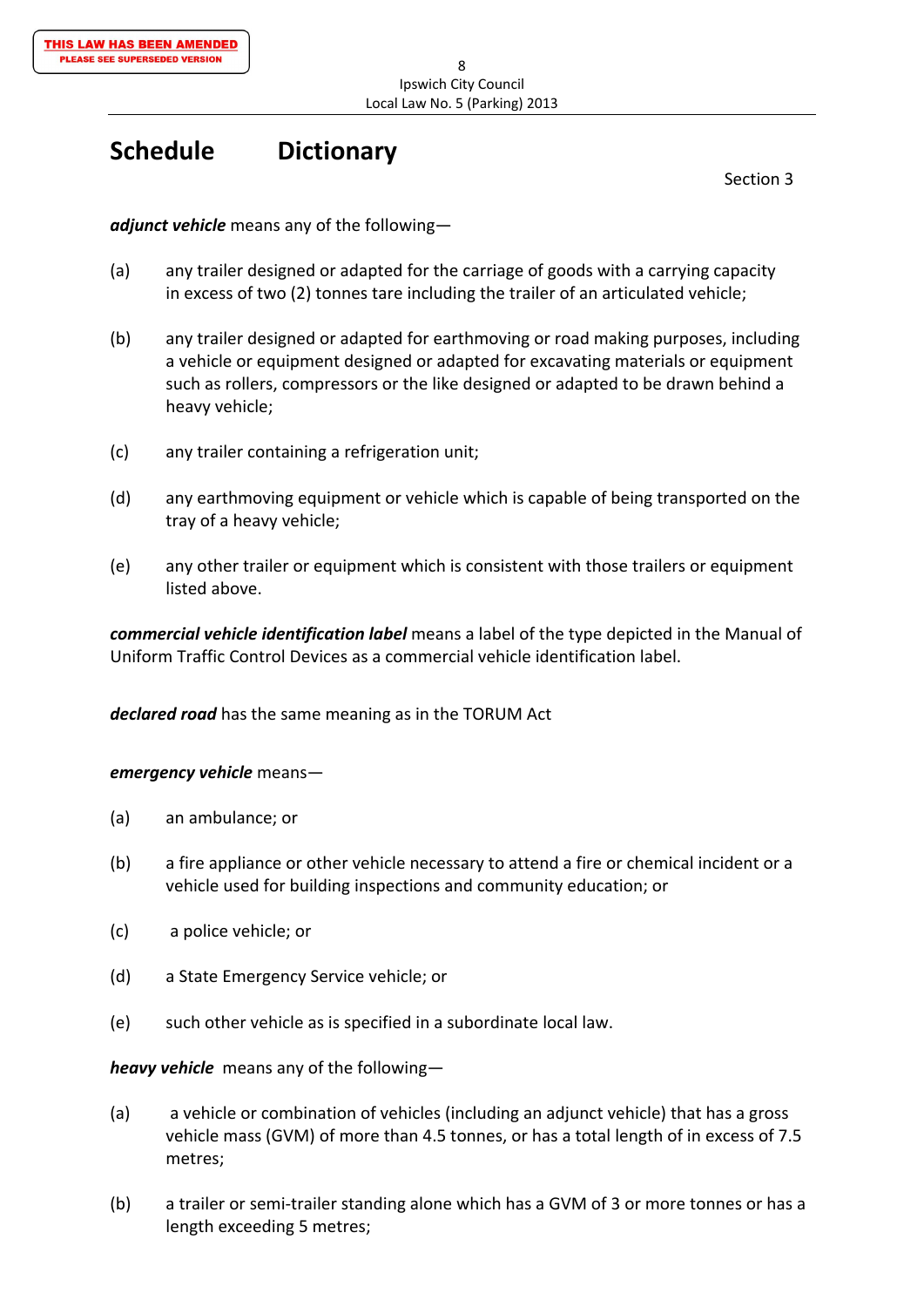# Schedule Dictionary

Section 3

***adjunct vehicle*** means any of the following—

(a) any trailer designed or adapted for the carriage of goods with a carrying capacity in excess of two (2) tonnes tare including the trailer of an articulated vehicle;

(b) any trailer designed or adapted for earthmoving or road making purposes, including a vehicle or equipment designed or adapted for excavating materials or equipment such as rollers, compressors or the like designed or adapted to be drawn behind a heavy vehicle;

(c) any trailer containing a refrigeration unit;

(d) any earthmoving equipment or vehicle which is capable of being transported on the tray of a heavy vehicle;

(e) any other trailer or equipment which is consistent with those trailers or equipment listed above.

***commercial vehicle identification label*** means a label of the type depicted in the Manual of Uniform Traffic Control Devices as a commercial vehicle identification label.

***declared road*** has the same meaning as in the TORUM Act

***emergency vehicle*** means—

(a) an ambulance; or

(b) a fire appliance or other vehicle necessary to attend a fire or chemical incident or a vehicle used for building inspections and community education; or

(c) a police vehicle; or

(d) a State Emergency Service vehicle; or

(e) such other vehicle as is specified in a subordinate local law.

***heavy vehicle*** means any of the following—

(a) a vehicle or combination of vehicles (including an adjunct vehicle) that has a gross vehicle mass (GVM) of more than 4.5 tonnes, or has a total length of in excess of 7.5 metres;

(b) a trailer or semi-trailer standing alone which has a GVM of 3 or more tonnes or has a length exceeding 5 metres;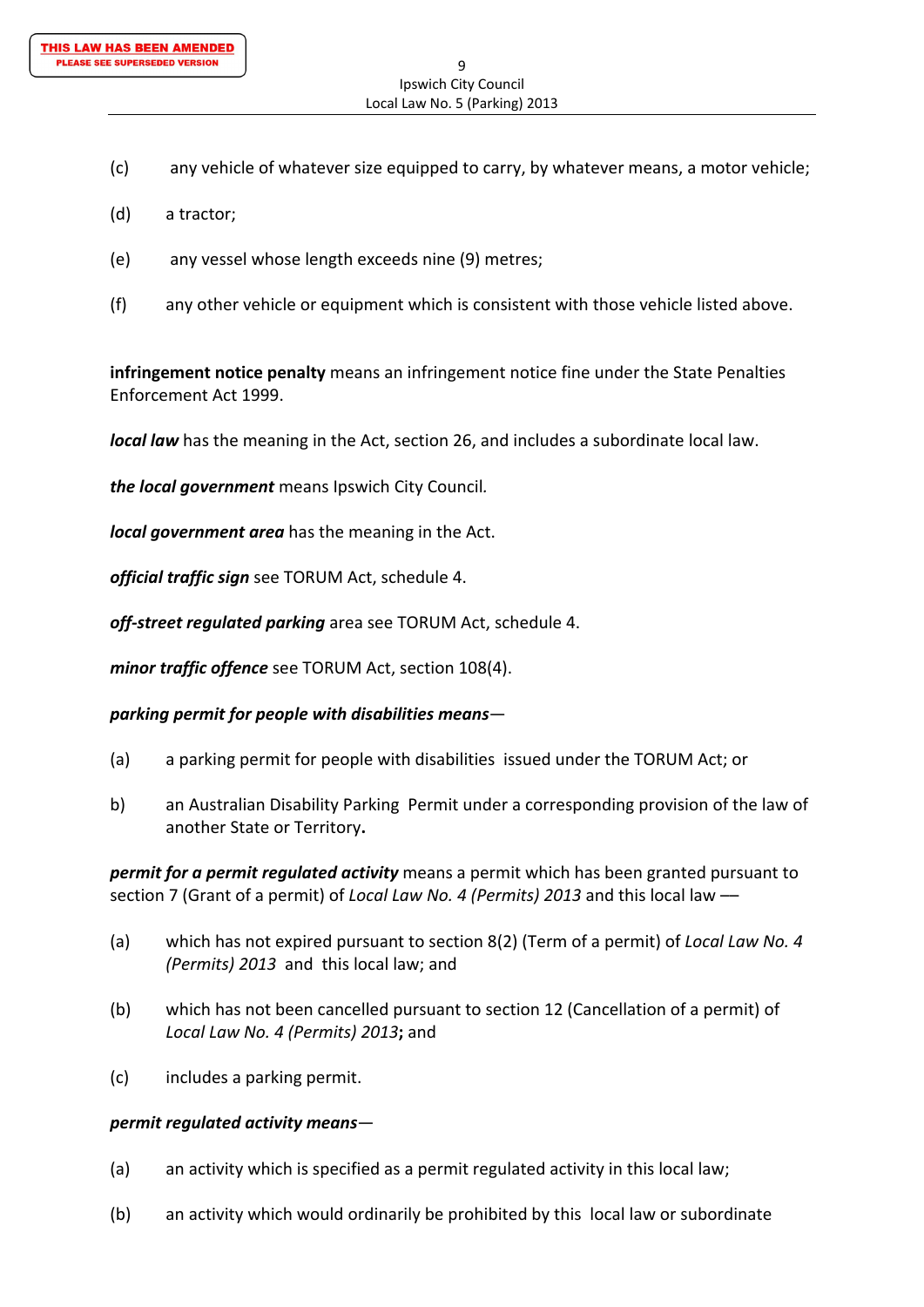(c) any vehicle of whatever size equipped to carry, by whatever means, a motor vehicle;

(d) a tractor;

(e) any vessel whose length exceeds nine (9) metres;

(f) any other vehicle or equipment which is consistent with those vehicle listed above.

**infringement notice penalty** means an infringement notice fine under the State Penalties Enforcement Act 1999.

***local law*** has the meaning in the Act, section 26, and includes a subordinate local law.

***the local government*** means Ipswich City Council*.*

***local government area*** has the meaning in the Act.

***official traffic sign*** see TORUM Act, schedule 4.

***off-street regulated parking*** area see TORUM Act, schedule 4.

***minor traffic offence*** see TORUM Act, section 108(4).

***parking permit for people with disabilities means****—*

(a) a parking permit for people with disabilities issued under the TORUM Act; or

b) an Australian Disability Parking Permit under a corresponding provision of the law of another State or Territory**.**

***permit for a permit regulated activity*** means a permit which has been granted pursuant to section 7 (Grant of a permit) of *Local Law No. 4 (Permits) 2013* and this local law ––

(a) which has not expired pursuant to section 8(2) (Term of a permit) of *Local Law No. 4 (Permits) 2013* and this local law; and

(b) which has not been cancelled pursuant to section 12 (Cancellation of a permit) of *Local Law No. 4 (Permits) 2013***;** and

(c) includes a parking permit.

***permit regulated activity means****—*

(a) an activity which is specified as a permit regulated activity in this local law;

(b) an activity which would ordinarily be prohibited by this local law or subordinate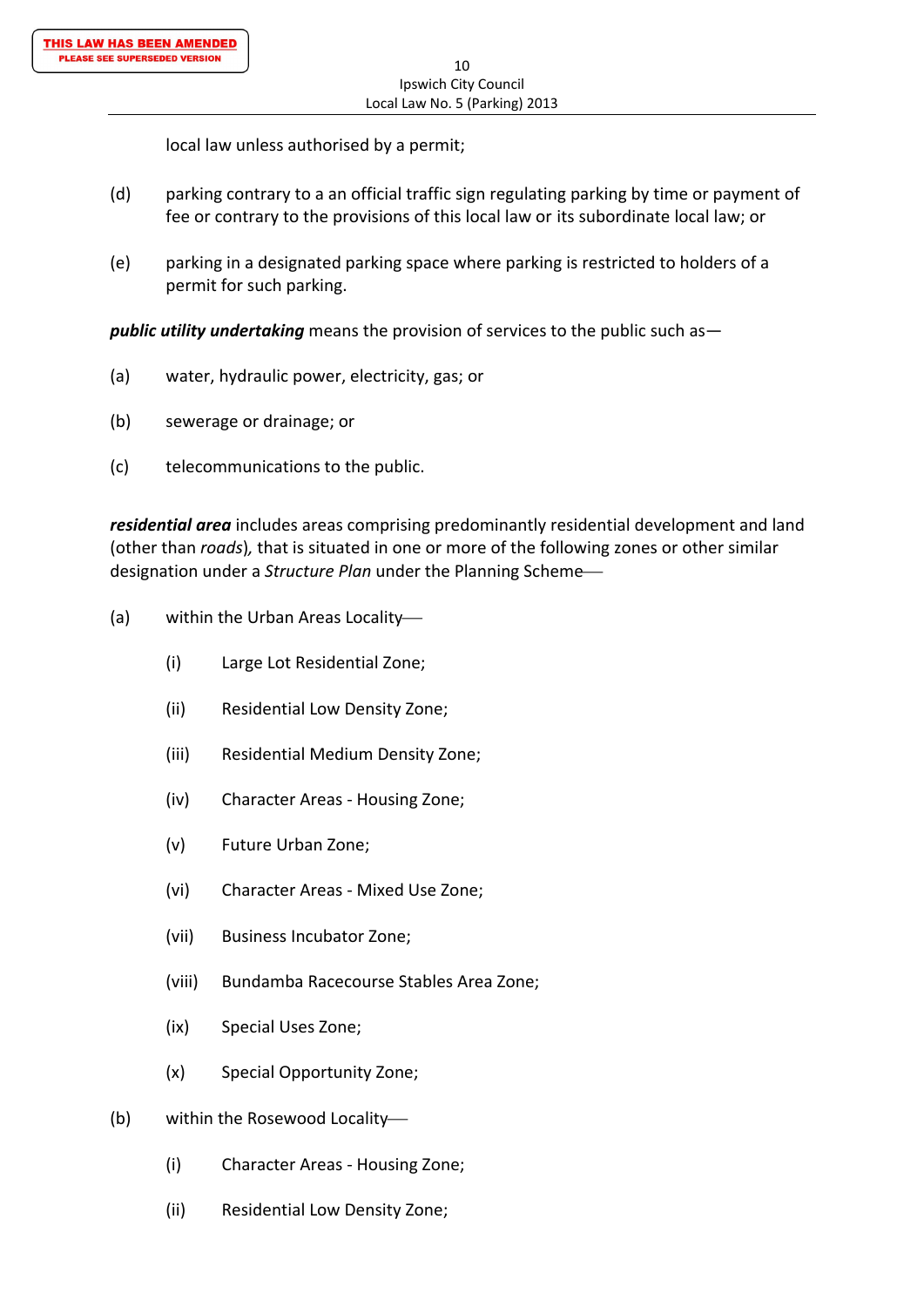local law unless authorised by a permit;

(d) parking contrary to a an official traffic sign regulating parking by time or payment of fee or contrary to the provisions of this local law or its subordinate local law; or

(e) parking in a designated parking space where parking is restricted to holders of a permit for such parking.

***public utility undertaking*** means the provision of services to the public such as—

(a) water, hydraulic power, electricity, gas; or

(b) sewerage or drainage; or

(c) telecommunications to the public.

***residential area*** includes areas comprising predominantly residential development and land (other than *roads*), that is situated in one or more of the following zones or other similar designation under a *Structure Plan* under the Planning Scheme—

(a) within the Urban Areas Locality—

 (i) Large Lot Residential Zone;

 (ii) Residential Low Density Zone;

 (iii) Residential Medium Density Zone;

 (iv) Character Areas - Housing Zone;

 (v) Future Urban Zone;

 (vi) Character Areas - Mixed Use Zone;

 (vii) Business Incubator Zone;

 (viii) Bundamba Racecourse Stables Area Zone;

 (ix) Special Uses Zone;

 (x) Special Opportunity Zone;

(b) within the Rosewood Locality—

 (i) Character Areas - Housing Zone;

 (ii) Residential Low Density Zone;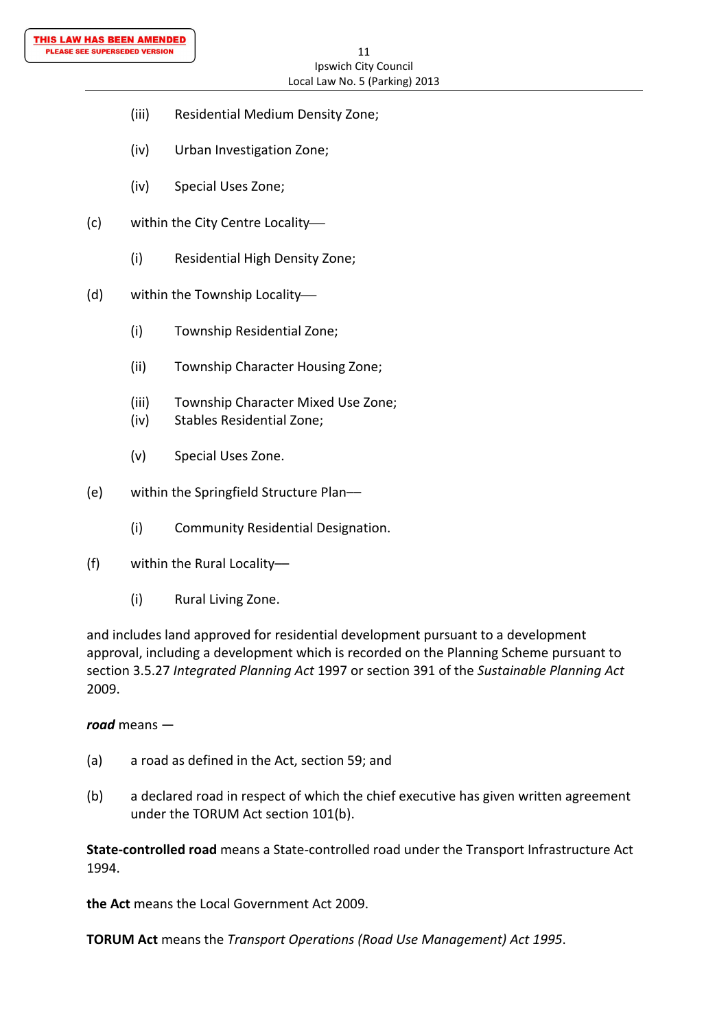(iii) Residential Medium Density Zone;

(iv) Urban Investigation Zone;

(iv) Special Uses Zone;

(c) within the City Centre Locality—

(i) Residential High Density Zone;

(d) within the Township Locality—

(i) Township Residential Zone;

(ii) Township Character Housing Zone;

(iii) Township Character Mixed Use Zone;
(iv) Stables Residential Zone;

(v) Special Uses Zone.

(e) within the Springfield Structure Plan—

(i) Community Residential Designation.

(f) within the Rural Locality—

(i) Rural Living Zone.

and includes land approved for residential development pursuant to a development approval, including a development which is recorded on the Planning Scheme pursuant to section 3.5.27 *Integrated Planning Act* 1997 or section 391 of the *Sustainable Planning Act* 2009.

***road*** means —

(a) a road as defined in the Act, section 59; and

(b) a declared road in respect of which the chief executive has given written agreement under the TORUM Act section 101(b).

**State-controlled road** means a State-controlled road under the Transport Infrastructure Act 1994.

**the Act** means the Local Government Act 2009.

**TORUM Act** means the *Transport Operations (Road Use Management) Act 1995*.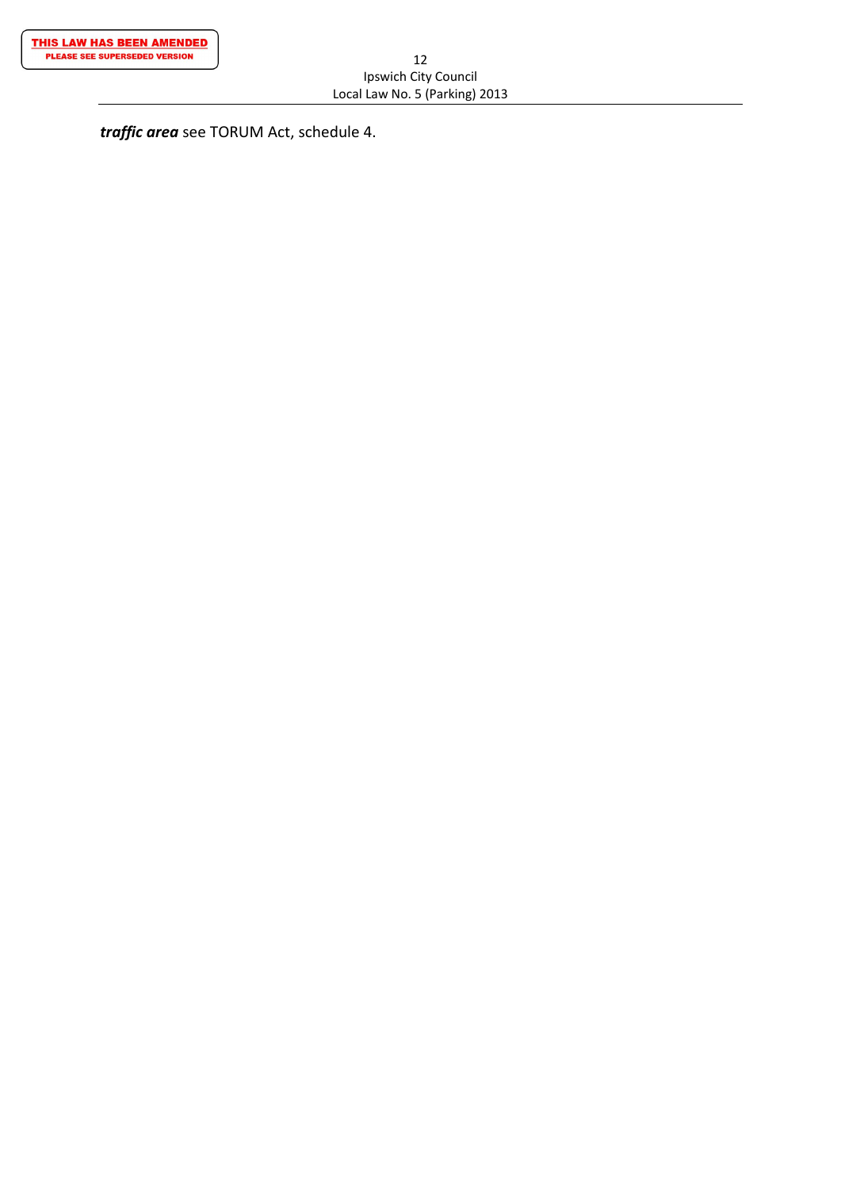***traffic area*** see TORUM Act, schedule 4.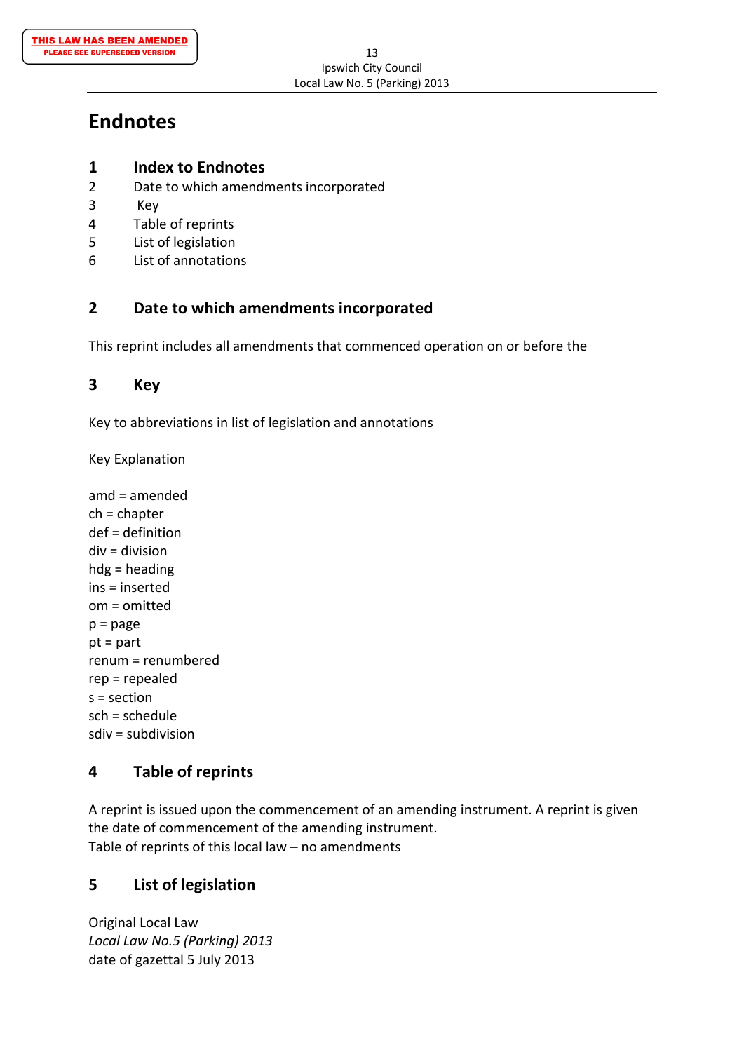THIS LAW HAS BEEN AMENDED
PLEASE SEE SUPERSEDED VERSION

# Endnotes

## 1 Index to Endnotes

2 Date to which amendments incorporated
3 Key
4 Table of reprints
5 List of legislation
6 List of annotations

## 2 Date to which amendments incorporated

This reprint includes all amendments that commenced operation on or before the

## 3 Key

Key to abbreviations in list of legislation and annotations

Key Explanation

amd = amended
ch = chapter
def = definition
div = division
hdg = heading
ins = inserted
om = omitted
p = page
pt = part
renum = renumbered
rep = repealed
s = section
sch = schedule
sdiv = subdivision

## 4 Table of reprints

A reprint is issued upon the commencement of an amending instrument. A reprint is given the date of commencement of the amending instrument.
Table of reprints of this local law – no amendments

## 5 List of legislation

Original Local Law
*Local Law No.5 (Parking) 2013*
date of gazettal 5 July 2013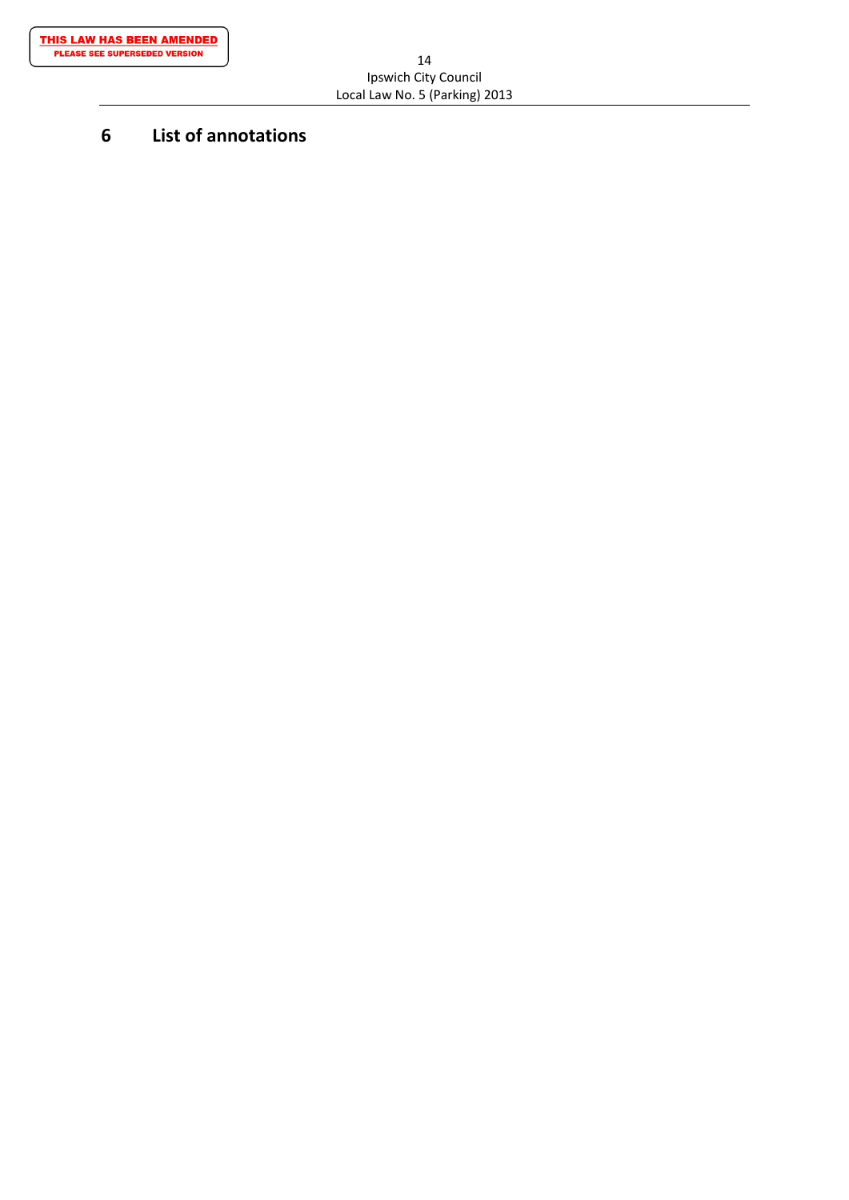# 6 List of annotations